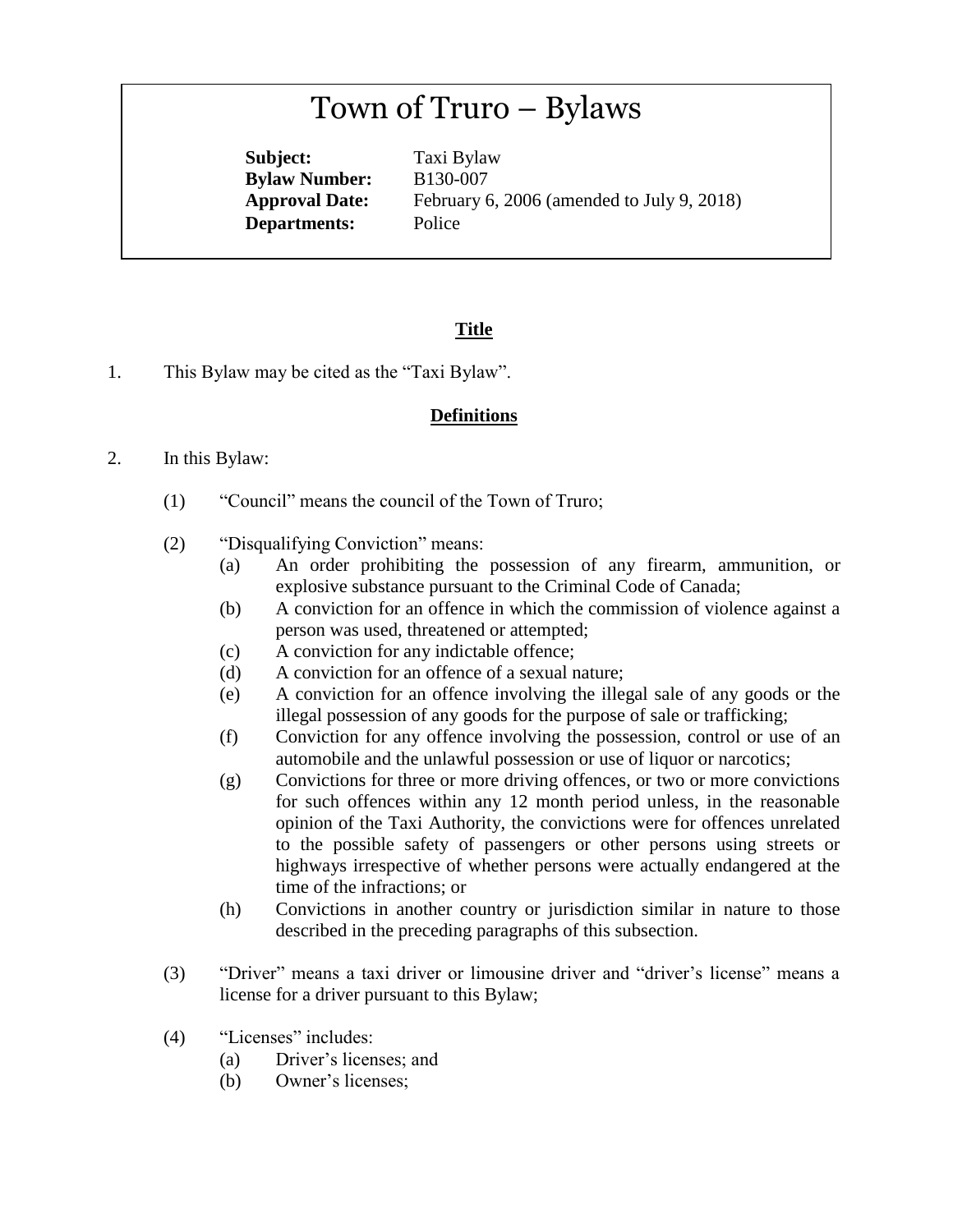# Town of Truro – Bylaws

**Subject:** Taxi Bylaw
**Bylaw Number:** B130-007
**Approval Date:** February 6, 2006 (amended to July 9, 2018)
**Departments:** Police

## Title

1. This Bylaw may be cited as the "Taxi Bylaw".

## Definitions

2. In this Bylaw:

   (1) "Council" means the council of the Town of Truro;

   (2) "Disqualifying Conviction" means:
      (a) An order prohibiting the possession of any firearm, ammunition, or explosive substance pursuant to the Criminal Code of Canada;
      (b) A conviction for an offence in which the commission of violence against a person was used, threatened or attempted;
      (c) A conviction for any indictable offence;
      (d) A conviction for an offence of a sexual nature;
      (e) A conviction for an offence involving the illegal sale of any goods or the illegal possession of any goods for the purpose of sale or trafficking;
      (f) Conviction for any offence involving the possession, control or use of an automobile and the unlawful possession or use of liquor or narcotics;
      (g) Convictions for three or more driving offences, or two or more convictions for such offences within any 12 month period unless, in the reasonable opinion of the Taxi Authority, the convictions were for offences unrelated to the possible safety of passengers or other persons using streets or highways irrespective of whether persons were actually endangered at the time of the infractions; or
      (h) Convictions in another country or jurisdiction similar in nature to those described in the preceding paragraphs of this subsection.

   (3) "Driver" means a taxi driver or limousine driver and "driver's license" means a license for a driver pursuant to this Bylaw;

   (4) "Licenses" includes:
      (a) Driver's licenses; and
      (b) Owner's licenses;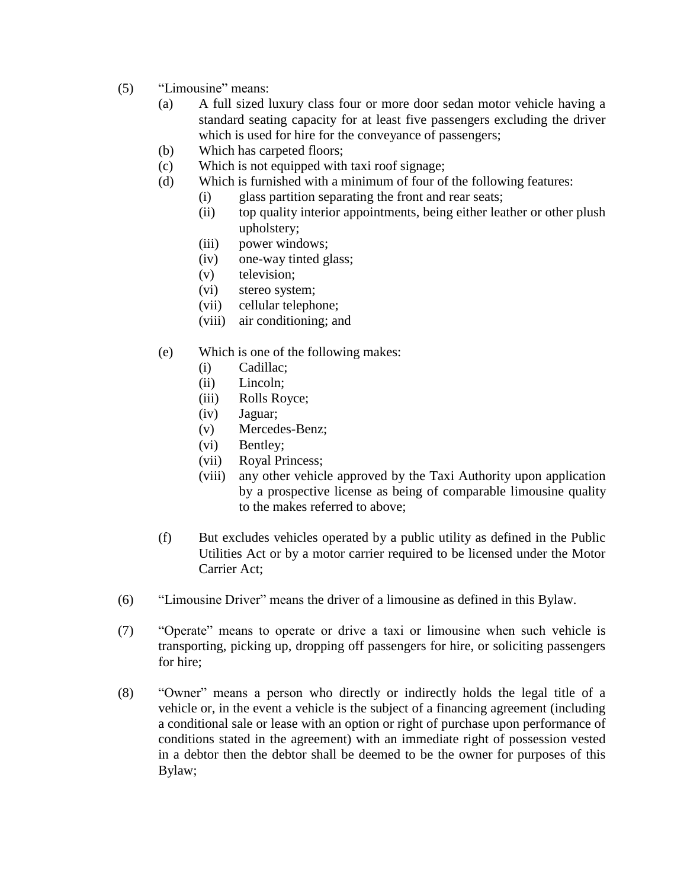(5) "Limousine" means:

  (a) A full sized luxury class four or more door sedan motor vehicle having a standard seating capacity for at least five passengers excluding the driver which is used for hire for the conveyance of passengers;

  (b) Which has carpeted floors;

  (c) Which is not equipped with taxi roof signage;

  (d) Which is furnished with a minimum of four of the following features:

    (i) glass partition separating the front and rear seats;

    (ii) top quality interior appointments, being either leather or other plush upholstery;

    (iii) power windows;

    (iv) one-way tinted glass;

    (v) television;

    (vi) stereo system;

    (vii) cellular telephone;

    (viii) air conditioning; and

  (e) Which is one of the following makes:

    (i) Cadillac;

    (ii) Lincoln;

    (iii) Rolls Royce;

    (iv) Jaguar;

    (v) Mercedes-Benz;

    (vi) Bentley;

    (vii) Royal Princess;

    (viii) any other vehicle approved by the Taxi Authority upon application by a prospective license as being of comparable limousine quality to the makes referred to above;

  (f) But excludes vehicles operated by a public utility as defined in the Public Utilities Act or by a motor carrier required to be licensed under the Motor Carrier Act;

(6) "Limousine Driver" means the driver of a limousine as defined in this Bylaw.

(7) "Operate" means to operate or drive a taxi or limousine when such vehicle is transporting, picking up, dropping off passengers for hire, or soliciting passengers for hire;

(8) "Owner" means a person who directly or indirectly holds the legal title of a vehicle or, in the event a vehicle is the subject of a financing agreement (including a conditional sale or lease with an option or right of purchase upon performance of conditions stated in the agreement) with an immediate right of possession vested in a debtor then the debtor shall be deemed to be the owner for purposes of this Bylaw;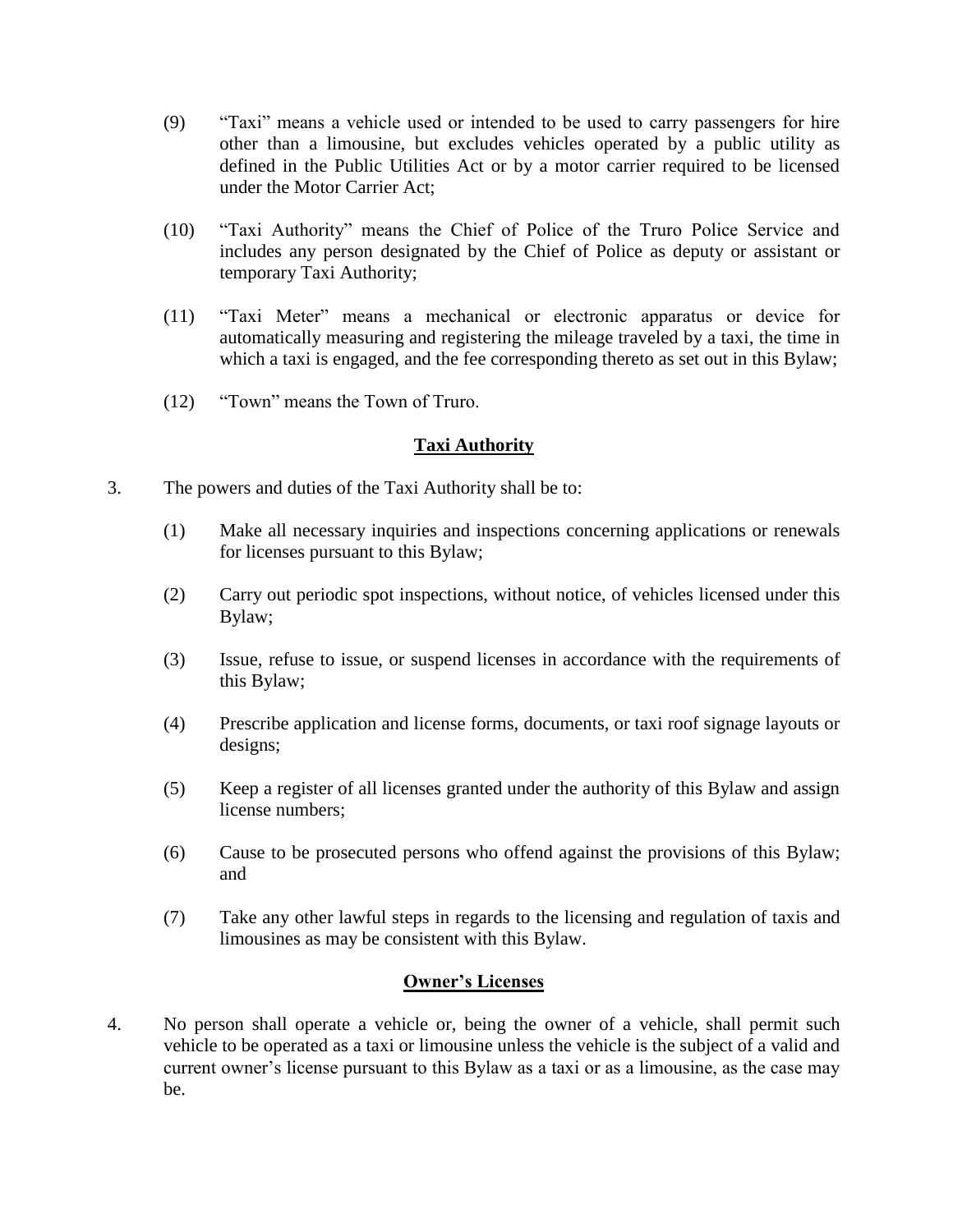(9) "Taxi" means a vehicle used or intended to be used to carry passengers for hire other than a limousine, but excludes vehicles operated by a public utility as defined in the Public Utilities Act or by a motor carrier required to be licensed under the Motor Carrier Act;

(10) "Taxi Authority" means the Chief of Police of the Truro Police Service and includes any person designated by the Chief of Police as deputy or assistant or temporary Taxi Authority;

(11) "Taxi Meter" means a mechanical or electronic apparatus or device for automatically measuring and registering the mileage traveled by a taxi, the time in which a taxi is engaged, and the fee corresponding thereto as set out in this Bylaw;

(12) "Town" means the Town of Truro.

## **Taxi Authority**

3. The powers and duties of the Taxi Authority shall be to:

   (1) Make all necessary inquiries and inspections concerning applications or renewals for licenses pursuant to this Bylaw;

   (2) Carry out periodic spot inspections, without notice, of vehicles licensed under this Bylaw;

   (3) Issue, refuse to issue, or suspend licenses in accordance with the requirements of this Bylaw;

   (4) Prescribe application and license forms, documents, or taxi roof signage layouts or designs;

   (5) Keep a register of all licenses granted under the authority of this Bylaw and assign license numbers;

   (6) Cause to be prosecuted persons who offend against the provisions of this Bylaw; and

   (7) Take any other lawful steps in regards to the licensing and regulation of taxis and limousines as may be consistent with this Bylaw.

## **Owner's Licenses**

4. No person shall operate a vehicle or, being the owner of a vehicle, shall permit such vehicle to be operated as a taxi or limousine unless the vehicle is the subject of a valid and current owner's license pursuant to this Bylaw as a taxi or as a limousine, as the case may be.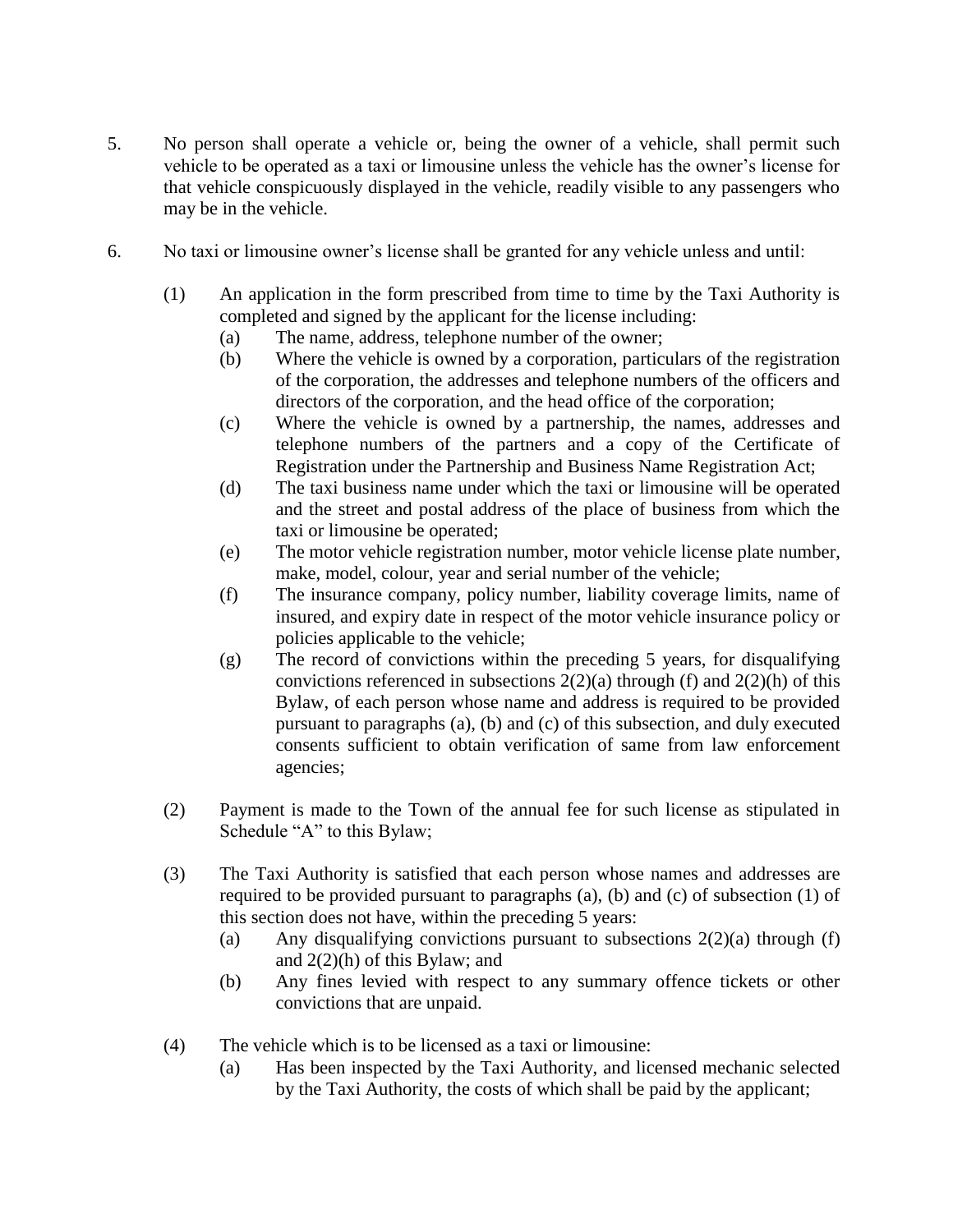5. No person shall operate a vehicle or, being the owner of a vehicle, shall permit such vehicle to be operated as a taxi or limousine unless the vehicle has the owner's license for that vehicle conspicuously displayed in the vehicle, readily visible to any passengers who may be in the vehicle.

6. No taxi or limousine owner's license shall be granted for any vehicle unless and until:

   (1) An application in the form prescribed from time to time by the Taxi Authority is completed and signed by the applicant for the license including:
      - (a) The name, address, telephone number of the owner;
      - (b) Where the vehicle is owned by a corporation, particulars of the registration of the corporation, the addresses and telephone numbers of the officers and directors of the corporation, and the head office of the corporation;
      - (c) Where the vehicle is owned by a partnership, the names, addresses and telephone numbers of the partners and a copy of the Certificate of Registration under the Partnership and Business Name Registration Act;
      - (d) The taxi business name under which the taxi or limousine will be operated and the street and postal address of the place of business from which the taxi or limousine be operated;
      - (e) The motor vehicle registration number, motor vehicle license plate number, make, model, colour, year and serial number of the vehicle;
      - (f) The insurance company, policy number, liability coverage limits, name of insured, and expiry date in respect of the motor vehicle insurance policy or policies applicable to the vehicle;
      - (g) The record of convictions within the preceding 5 years, for disqualifying convictions referenced in subsections 2(2)(a) through (f) and 2(2)(h) of this Bylaw, of each person whose name and address is required to be provided pursuant to paragraphs (a), (b) and (c) of this subsection, and duly executed consents sufficient to obtain verification of same from law enforcement agencies;

   (2) Payment is made to the Town of the annual fee for such license as stipulated in Schedule "A" to this Bylaw;

   (3) The Taxi Authority is satisfied that each person whose names and addresses are required to be provided pursuant to paragraphs (a), (b) and (c) of subsection (1) of this section does not have, within the preceding 5 years:
      - (a) Any disqualifying convictions pursuant to subsections 2(2)(a) through (f) and 2(2)(h) of this Bylaw; and
      - (b) Any fines levied with respect to any summary offence tickets or other convictions that are unpaid.

   (4) The vehicle which is to be licensed as a taxi or limousine:
      - (a) Has been inspected by the Taxi Authority, and licensed mechanic selected by the Taxi Authority, the costs of which shall be paid by the applicant;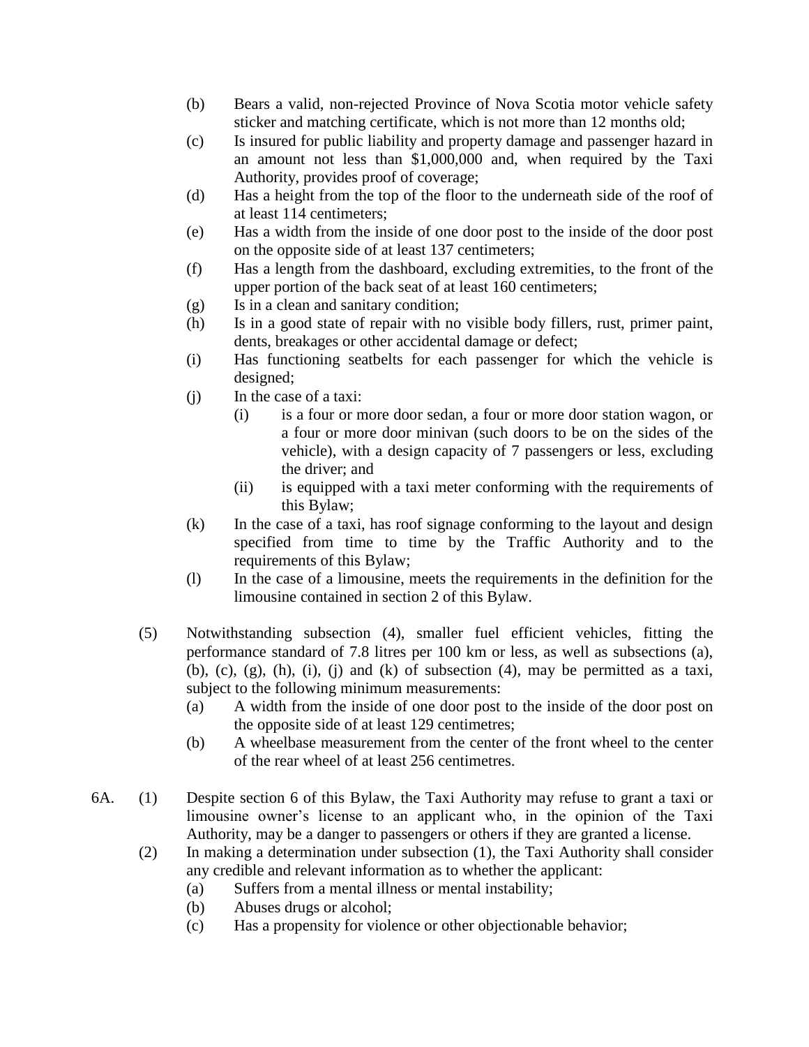- (b) Bears a valid, non-rejected Province of Nova Scotia motor vehicle safety sticker and matching certificate, which is not more than 12 months old;
- (c) Is insured for public liability and property damage and passenger hazard in an amount not less than $1,000,000 and, when required by the Taxi Authority, provides proof of coverage;
- (d) Has a height from the top of the floor to the underneath side of the roof of at least 114 centimeters;
- (e) Has a width from the inside of one door post to the inside of the door post on the opposite side of at least 137 centimeters;
- (f) Has a length from the dashboard, excluding extremities, to the front of the upper portion of the back seat of at least 160 centimeters;
- (g) Is in a clean and sanitary condition;
- (h) Is in a good state of repair with no visible body fillers, rust, primer paint, dents, breakages or other accidental damage or defect;
- (i) Has functioning seatbelts for each passenger for which the vehicle is designed;
- (j) In the case of a taxi:
  - (i) is a four or more door sedan, a four or more door station wagon, or a four or more door minivan (such doors to be on the sides of the vehicle), with a design capacity of 7 passengers or less, excluding the driver; and
  - (ii) is equipped with a taxi meter conforming with the requirements of this Bylaw;
- (k) In the case of a taxi, has roof signage conforming to the layout and design specified from time to time by the Traffic Authority and to the requirements of this Bylaw;
- (l) In the case of a limousine, meets the requirements in the definition for the limousine contained in section 2 of this Bylaw.

(5) Notwithstanding subsection (4), smaller fuel efficient vehicles, fitting the performance standard of 7.8 litres per 100 km or less, as well as subsections (a), (b), (c), (g), (h), (i), (j) and (k) of subsection (4), may be permitted as a taxi, subject to the following minimum measurements:

- (a) A width from the inside of one door post to the inside of the door post on the opposite side of at least 129 centimetres;
- (b) A wheelbase measurement from the center of the front wheel to the center of the rear wheel of at least 256 centimetres.

6A. (1) Despite section 6 of this Bylaw, the Taxi Authority may refuse to grant a taxi or limousine owner's license to an applicant who, in the opinion of the Taxi Authority, may be a danger to passengers or others if they are granted a license.

(2) In making a determination under subsection (1), the Taxi Authority shall consider any credible and relevant information as to whether the applicant:

- (a) Suffers from a mental illness or mental instability;
- (b) Abuses drugs or alcohol;
- (c) Has a propensity for violence or other objectionable behavior;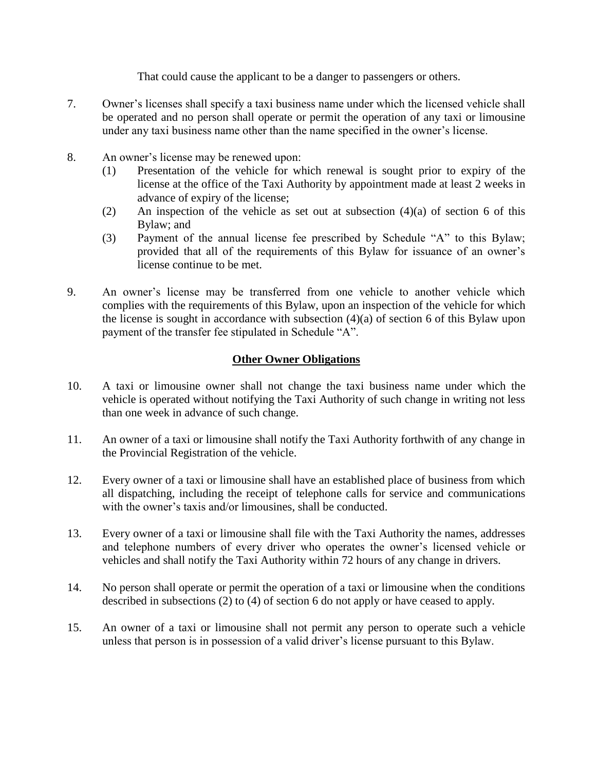That could cause the applicant to be a danger to passengers or others.

7. Owner's licenses shall specify a taxi business name under which the licensed vehicle shall be operated and no person shall operate or permit the operation of any taxi or limousine under any taxi business name other than the name specified in the owner's license.

8. An owner's license may be renewed upon:
   (1) Presentation of the vehicle for which renewal is sought prior to expiry of the license at the office of the Taxi Authority by appointment made at least 2 weeks in advance of expiry of the license;
   (2) An inspection of the vehicle as set out at subsection (4)(a) of section 6 of this Bylaw; and
   (3) Payment of the annual license fee prescribed by Schedule "A" to this Bylaw; provided that all of the requirements of this Bylaw for issuance of an owner's license continue to be met.

9. An owner's license may be transferred from one vehicle to another vehicle which complies with the requirements of this Bylaw, upon an inspection of the vehicle for which the license is sought in accordance with subsection (4)(a) of section 6 of this Bylaw upon payment of the transfer fee stipulated in Schedule "A".

## Other Owner Obligations

10. A taxi or limousine owner shall not change the taxi business name under which the vehicle is operated without notifying the Taxi Authority of such change in writing not less than one week in advance of such change.

11. An owner of a taxi or limousine shall notify the Taxi Authority forthwith of any change in the Provincial Registration of the vehicle.

12. Every owner of a taxi or limousine shall have an established place of business from which all dispatching, including the receipt of telephone calls for service and communications with the owner's taxis and/or limousines, shall be conducted.

13. Every owner of a taxi or limousine shall file with the Taxi Authority the names, addresses and telephone numbers of every driver who operates the owner's licensed vehicle or vehicles and shall notify the Taxi Authority within 72 hours of any change in drivers.

14. No person shall operate or permit the operation of a taxi or limousine when the conditions described in subsections (2) to (4) of section 6 do not apply or have ceased to apply.

15. An owner of a taxi or limousine shall not permit any person to operate such a vehicle unless that person is in possession of a valid driver's license pursuant to this Bylaw.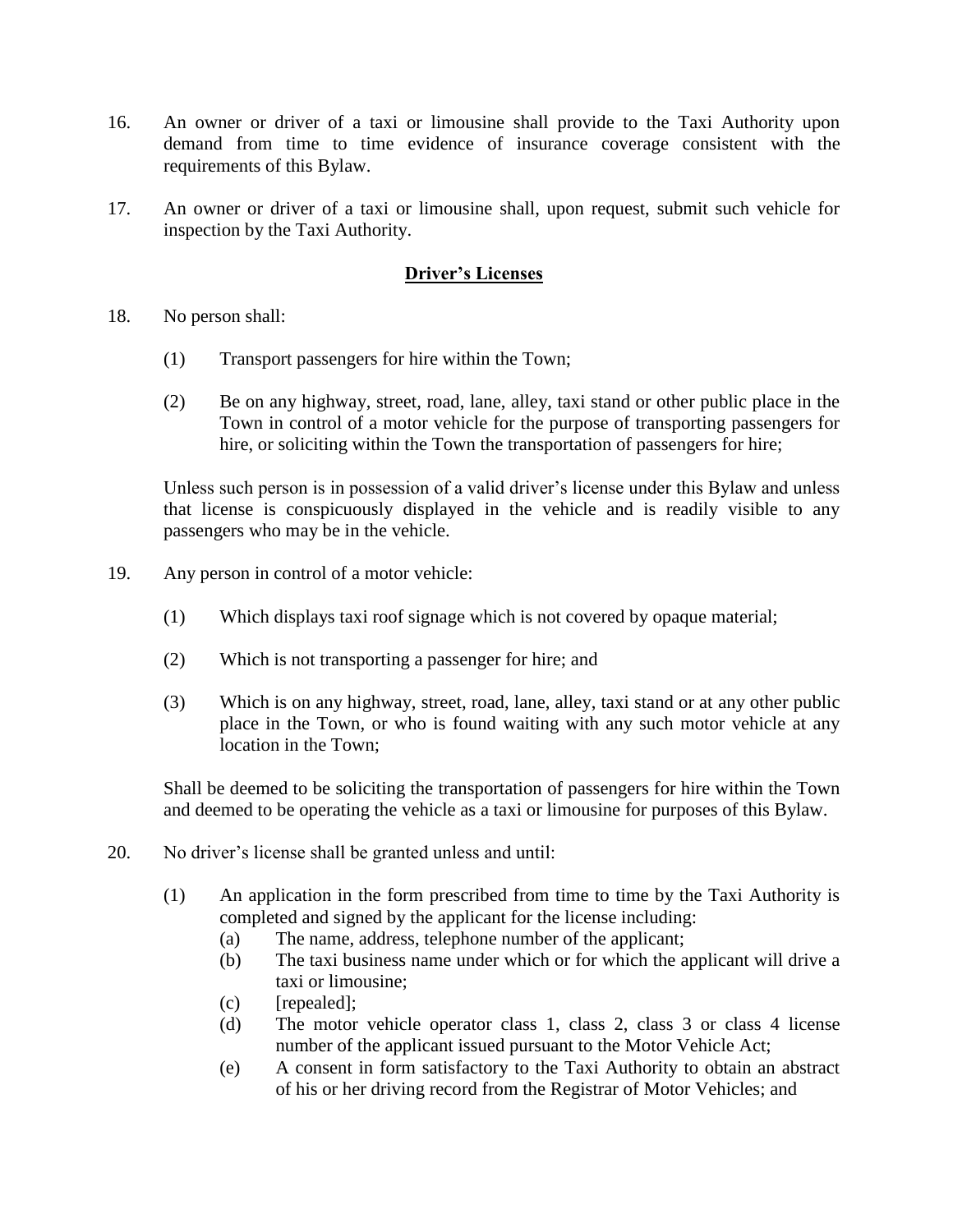16. An owner or driver of a taxi or limousine shall provide to the Taxi Authority upon demand from time to time evidence of insurance coverage consistent with the requirements of this Bylaw.

17. An owner or driver of a taxi or limousine shall, upon request, submit such vehicle for inspection by the Taxi Authority.

## **Driver's Licenses**

18. No person shall:

    (1) Transport passengers for hire within the Town;

    (2) Be on any highway, street, road, lane, alley, taxi stand or other public place in the Town in control of a motor vehicle for the purpose of transporting passengers for hire, or soliciting within the Town the transportation of passengers for hire;

    Unless such person is in possession of a valid driver's license under this Bylaw and unless that license is conspicuously displayed in the vehicle and is readily visible to any passengers who may be in the vehicle.

19. Any person in control of a motor vehicle:

    (1) Which displays taxi roof signage which is not covered by opaque material;

    (2) Which is not transporting a passenger for hire; and

    (3) Which is on any highway, street, road, lane, alley, taxi stand or at any other public place in the Town, or who is found waiting with any such motor vehicle at any location in the Town;

    Shall be deemed to be soliciting the transportation of passengers for hire within the Town and deemed to be operating the vehicle as a taxi or limousine for purposes of this Bylaw.

20. No driver's license shall be granted unless and until:

    (1) An application in the form prescribed from time to time by the Taxi Authority is completed and signed by the applicant for the license including:
        (a) The name, address, telephone number of the applicant;
        (b) The taxi business name under which or for which the applicant will drive a taxi or limousine;
        (c) [repealed];
        (d) The motor vehicle operator class 1, class 2, class 3 or class 4 license number of the applicant issued pursuant to the Motor Vehicle Act;
        (e) A consent in form satisfactory to the Taxi Authority to obtain an abstract of his or her driving record from the Registrar of Motor Vehicles; and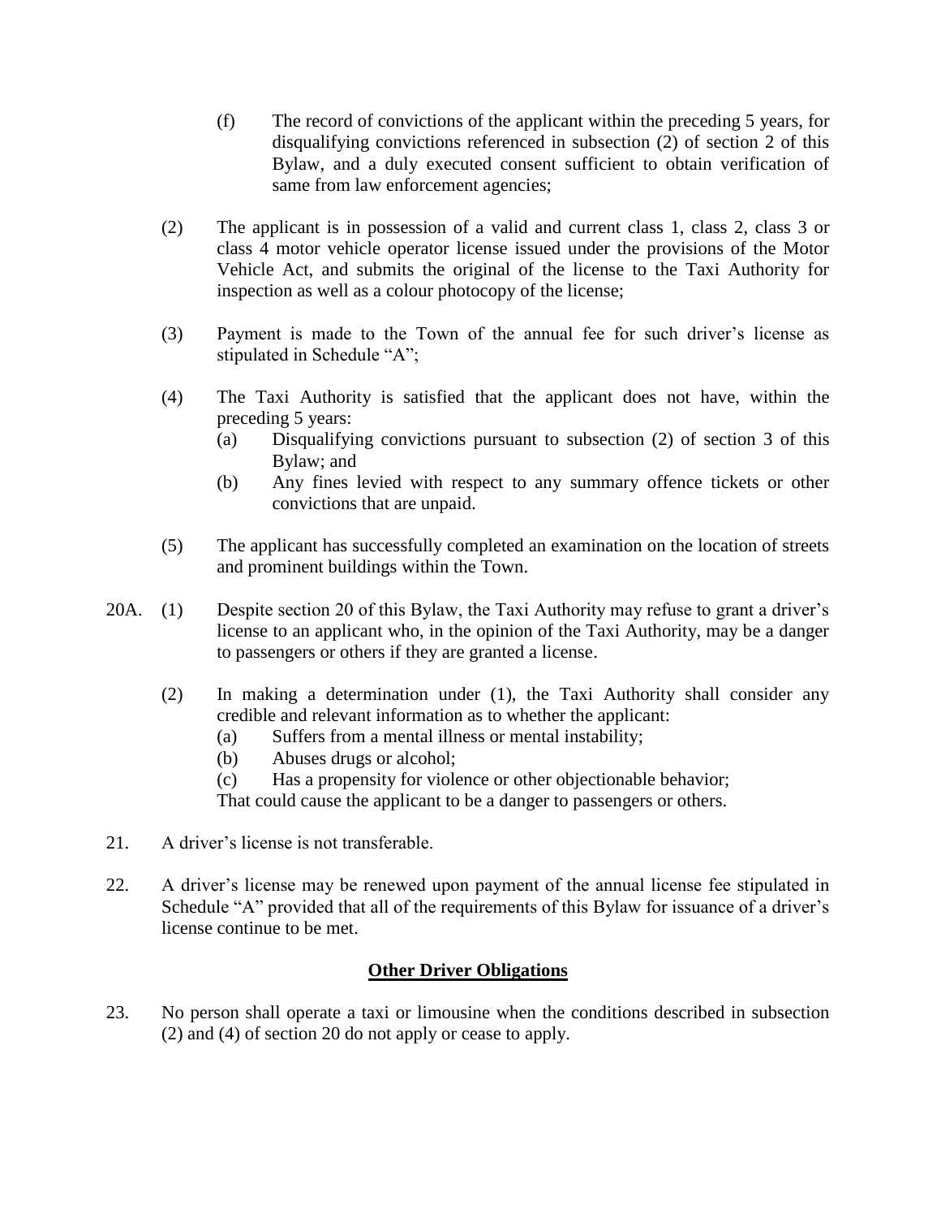(f) The record of convictions of the applicant within the preceding 5 years, for disqualifying convictions referenced in subsection (2) of section 2 of this Bylaw, and a duly executed consent sufficient to obtain verification of same from law enforcement agencies;

(2) The applicant is in possession of a valid and current class 1, class 2, class 3 or class 4 motor vehicle operator license issued under the provisions of the Motor Vehicle Act, and submits the original of the license to the Taxi Authority for inspection as well as a colour photocopy of the license;

(3) Payment is made to the Town of the annual fee for such driver's license as stipulated in Schedule "A";

(4) The Taxi Authority is satisfied that the applicant does not have, within the preceding 5 years:
   - (a) Disqualifying convictions pursuant to subsection (2) of section 3 of this Bylaw; and
   - (b) Any fines levied with respect to any summary offence tickets or other convictions that are unpaid.

(5) The applicant has successfully completed an examination on the location of streets and prominent buildings within the Town.

20A. (1) Despite section 20 of this Bylaw, the Taxi Authority may refuse to grant a driver's license to an applicant who, in the opinion of the Taxi Authority, may be a danger to passengers or others if they are granted a license.

(2) In making a determination under (1), the Taxi Authority shall consider any credible and relevant information as to whether the applicant:
   - (a) Suffers from a mental illness or mental instability;
   - (b) Abuses drugs or alcohol;
   - (c) Has a propensity for violence or other objectionable behavior;

That could cause the applicant to be a danger to passengers or others.

21. A driver's license is not transferable.

22. A driver's license may be renewed upon payment of the annual license fee stipulated in Schedule "A" provided that all of the requirements of this Bylaw for issuance of a driver's license continue to be met.

## **Other Driver Obligations**

23. No person shall operate a taxi or limousine when the conditions described in subsection (2) and (4) of section 20 do not apply or cease to apply.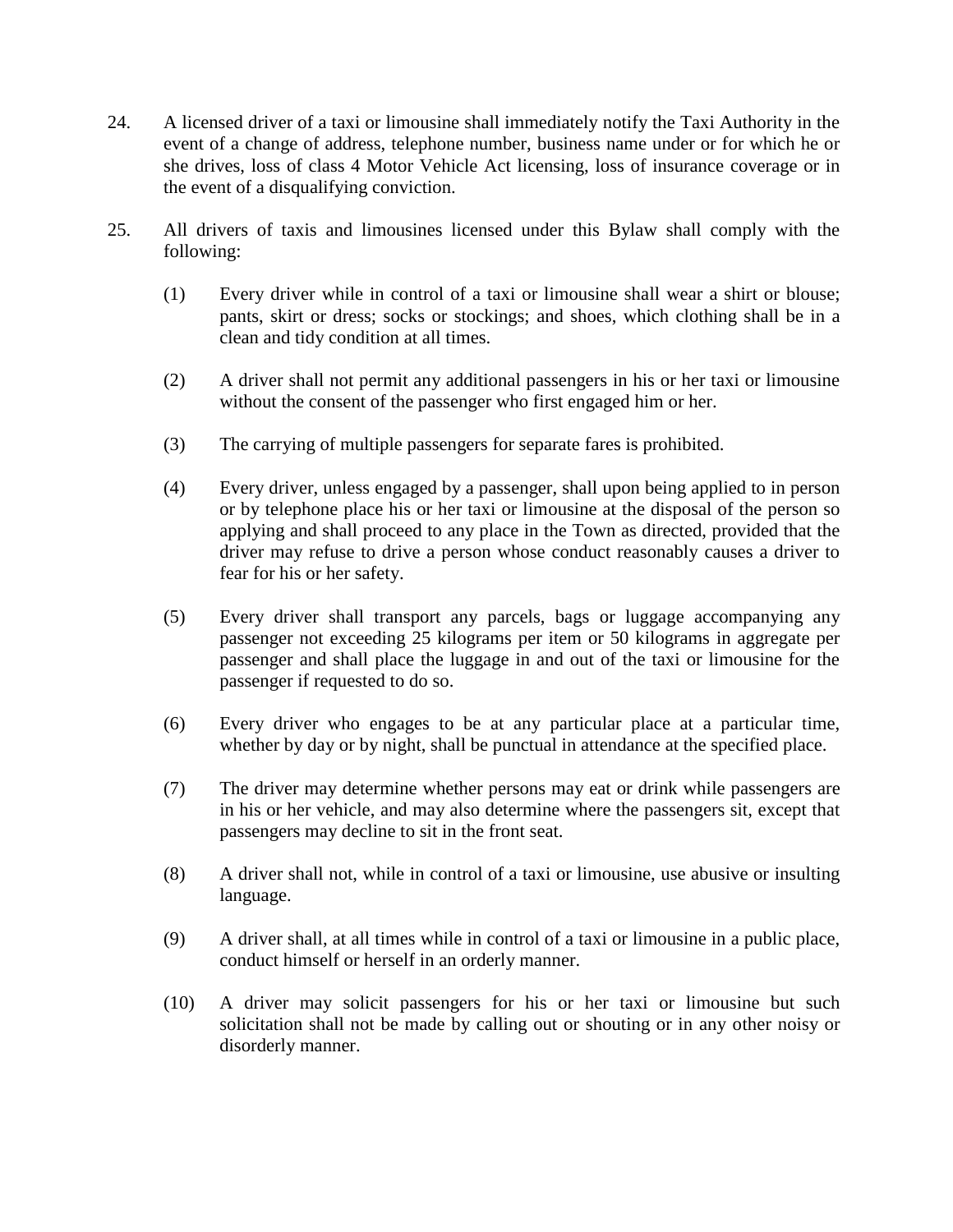24. A licensed driver of a taxi or limousine shall immediately notify the Taxi Authority in the event of a change of address, telephone number, business name under or for which he or she drives, loss of class 4 Motor Vehicle Act licensing, loss of insurance coverage or in the event of a disqualifying conviction.

25. All drivers of taxis and limousines licensed under this Bylaw shall comply with the following:

    (1) Every driver while in control of a taxi or limousine shall wear a shirt or blouse; pants, skirt or dress; socks or stockings; and shoes, which clothing shall be in a clean and tidy condition at all times.

    (2) A driver shall not permit any additional passengers in his or her taxi or limousine without the consent of the passenger who first engaged him or her.

    (3) The carrying of multiple passengers for separate fares is prohibited.

    (4) Every driver, unless engaged by a passenger, shall upon being applied to in person or by telephone place his or her taxi or limousine at the disposal of the person so applying and shall proceed to any place in the Town as directed, provided that the driver may refuse to drive a person whose conduct reasonably causes a driver to fear for his or her safety.

    (5) Every driver shall transport any parcels, bags or luggage accompanying any passenger not exceeding 25 kilograms per item or 50 kilograms in aggregate per passenger and shall place the luggage in and out of the taxi or limousine for the passenger if requested to do so.

    (6) Every driver who engages to be at any particular place at a particular time, whether by day or by night, shall be punctual in attendance at the specified place.

    (7) The driver may determine whether persons may eat or drink while passengers are in his or her vehicle, and may also determine where the passengers sit, except that passengers may decline to sit in the front seat.

    (8) A driver shall not, while in control of a taxi or limousine, use abusive or insulting language.

    (9) A driver shall, at all times while in control of a taxi or limousine in a public place, conduct himself or herself in an orderly manner.

    (10) A driver may solicit passengers for his or her taxi or limousine but such solicitation shall not be made by calling out or shouting or in any other noisy or disorderly manner.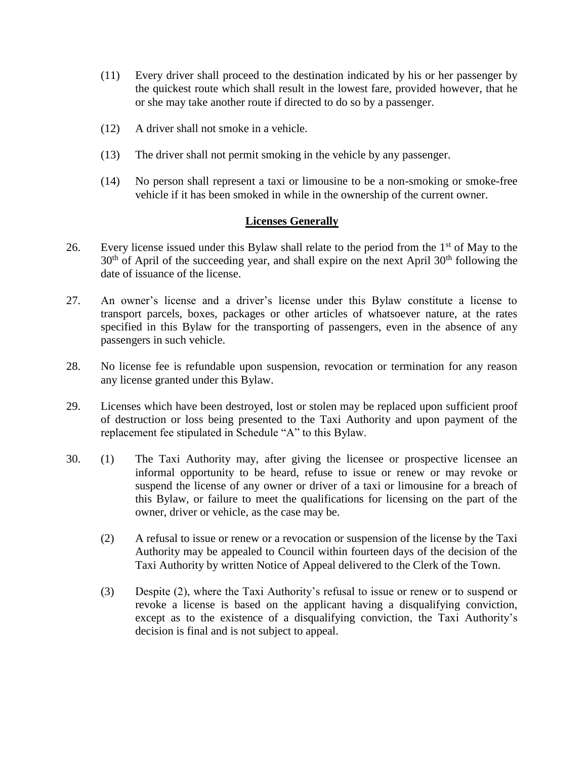(11) Every driver shall proceed to the destination indicated by his or her passenger by the quickest route which shall result in the lowest fare, provided however, that he or she may take another route if directed to do so by a passenger.

(12) A driver shall not smoke in a vehicle.

(13) The driver shall not permit smoking in the vehicle by any passenger.

(14) No person shall represent a taxi or limousine to be a non-smoking or smoke-free vehicle if it has been smoked in while in the ownership of the current owner.

## Licenses Generally

26. Every license issued under this Bylaw shall relate to the period from the 1st of May to the 30th of April of the succeeding year, and shall expire on the next April 30th following the date of issuance of the license.

27. An owner's license and a driver's license under this Bylaw constitute a license to transport parcels, boxes, packages or other articles of whatsoever nature, at the rates specified in this Bylaw for the transporting of passengers, even in the absence of any passengers in such vehicle.

28. No license fee is refundable upon suspension, revocation or termination for any reason any license granted under this Bylaw.

29. Licenses which have been destroyed, lost or stolen may be replaced upon sufficient proof of destruction or loss being presented to the Taxi Authority and upon payment of the replacement fee stipulated in Schedule "A" to this Bylaw.

30. (1) The Taxi Authority may, after giving the licensee or prospective licensee an informal opportunity to be heard, refuse to issue or renew or may revoke or suspend the license of any owner or driver of a taxi or limousine for a breach of this Bylaw, or failure to meet the qualifications for licensing on the part of the owner, driver or vehicle, as the case may be.

(2) A refusal to issue or renew or a revocation or suspension of the license by the Taxi Authority may be appealed to Council within fourteen days of the decision of the Taxi Authority by written Notice of Appeal delivered to the Clerk of the Town.

(3) Despite (2), where the Taxi Authority's refusal to issue or renew or to suspend or revoke a license is based on the applicant having a disqualifying conviction, except as to the existence of a disqualifying conviction, the Taxi Authority's decision is final and is not subject to appeal.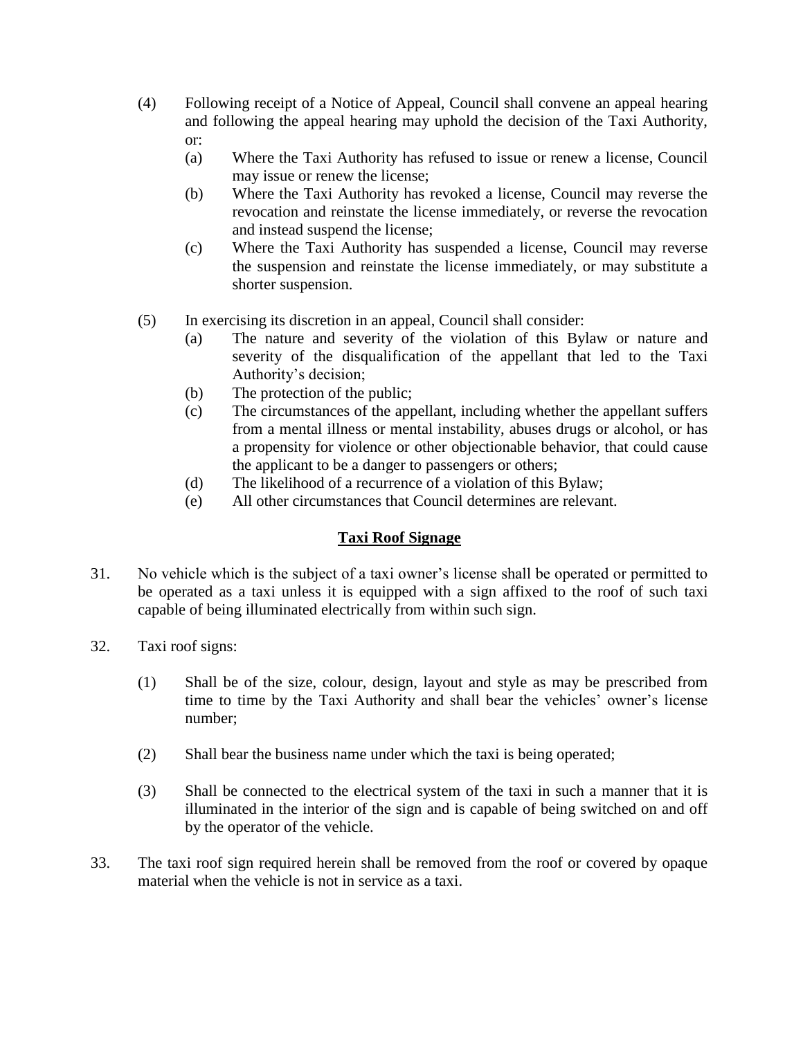(4) Following receipt of a Notice of Appeal, Council shall convene an appeal hearing and following the appeal hearing may uphold the decision of the Taxi Authority, or:

   (a) Where the Taxi Authority has refused to issue or renew a license, Council may issue or renew the license;

   (b) Where the Taxi Authority has revoked a license, Council may reverse the revocation and reinstate the license immediately, or reverse the revocation and instead suspend the license;

   (c) Where the Taxi Authority has suspended a license, Council may reverse the suspension and reinstate the license immediately, or may substitute a shorter suspension.

(5) In exercising its discretion in an appeal, Council shall consider:

   (a) The nature and severity of the violation of this Bylaw or nature and severity of the disqualification of the appellant that led to the Taxi Authority's decision;

   (b) The protection of the public;

   (c) The circumstances of the appellant, including whether the appellant suffers from a mental illness or mental instability, abuses drugs or alcohol, or has a propensity for violence or other objectionable behavior, that could cause the applicant to be a danger to passengers or others;

   (d) The likelihood of a recurrence of a violation of this Bylaw;

   (e) All other circumstances that Council determines are relevant.

## Taxi Roof Signage

31. No vehicle which is the subject of a taxi owner's license shall be operated or permitted to be operated as a taxi unless it is equipped with a sign affixed to the roof of such taxi capable of being illuminated electrically from within such sign.

32. Taxi roof signs:

   (1) Shall be of the size, colour, design, layout and style as may be prescribed from time to time by the Taxi Authority and shall bear the vehicles' owner's license number;

   (2) Shall bear the business name under which the taxi is being operated;

   (3) Shall be connected to the electrical system of the taxi in such a manner that it is illuminated in the interior of the sign and is capable of being switched on and off by the operator of the vehicle.

33. The taxi roof sign required herein shall be removed from the roof or covered by opaque material when the vehicle is not in service as a taxi.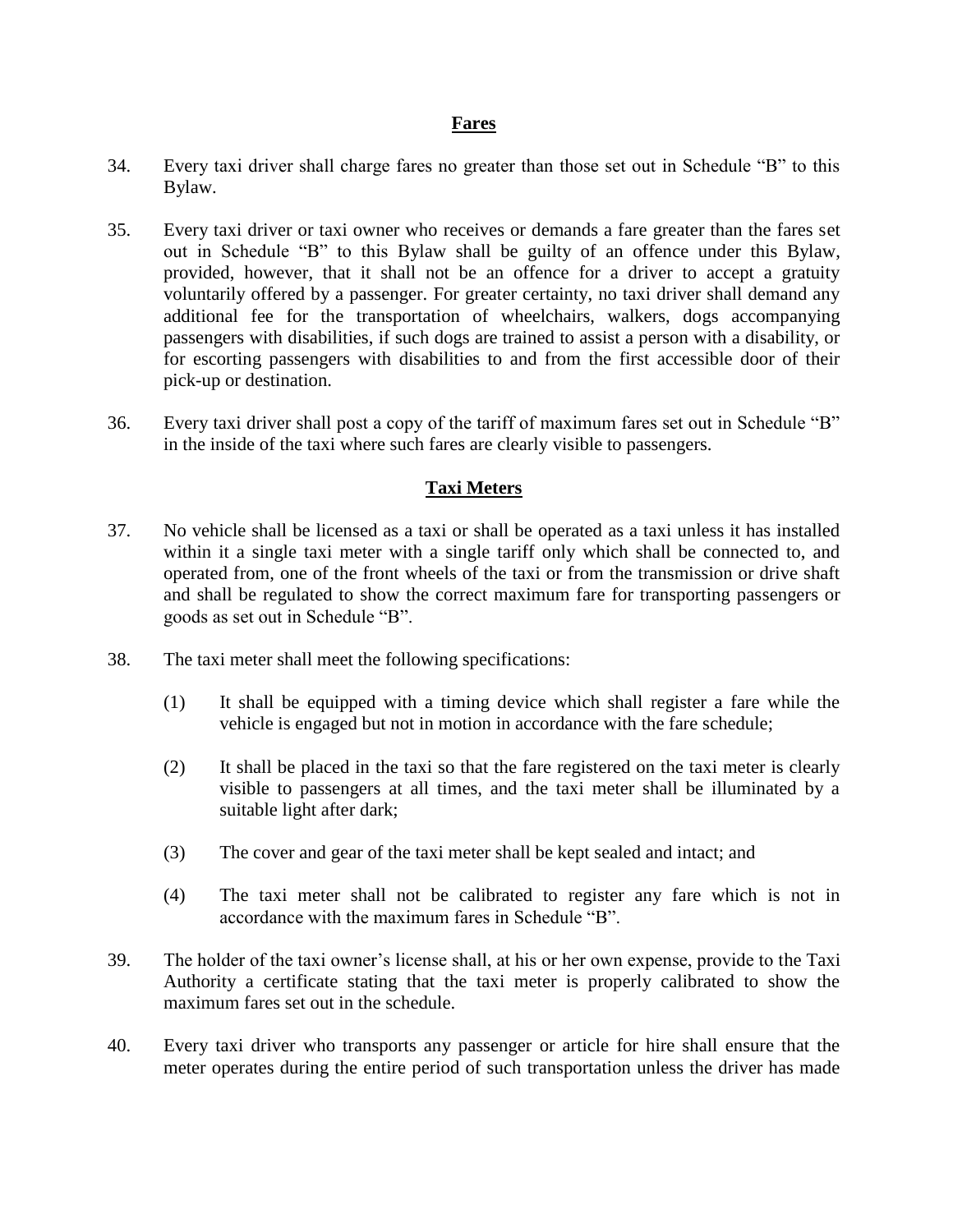## Fares

34. Every taxi driver shall charge fares no greater than those set out in Schedule "B" to this Bylaw.

35. Every taxi driver or taxi owner who receives or demands a fare greater than the fares set out in Schedule "B" to this Bylaw shall be guilty of an offence under this Bylaw, provided, however, that it shall not be an offence for a driver to accept a gratuity voluntarily offered by a passenger. For greater certainty, no taxi driver shall demand any additional fee for the transportation of wheelchairs, walkers, dogs accompanying passengers with disabilities, if such dogs are trained to assist a person with a disability, or for escorting passengers with disabilities to and from the first accessible door of their pick-up or destination.

36. Every taxi driver shall post a copy of the tariff of maximum fares set out in Schedule "B" in the inside of the taxi where such fares are clearly visible to passengers.

## Taxi Meters

37. No vehicle shall be licensed as a taxi or shall be operated as a taxi unless it has installed within it a single taxi meter with a single tariff only which shall be connected to, and operated from, one of the front wheels of the taxi or from the transmission or drive shaft and shall be regulated to show the correct maximum fare for transporting passengers or goods as set out in Schedule "B".

38. The taxi meter shall meet the following specifications:

    (1) It shall be equipped with a timing device which shall register a fare while the vehicle is engaged but not in motion in accordance with the fare schedule;

    (2) It shall be placed in the taxi so that the fare registered on the taxi meter is clearly visible to passengers at all times, and the taxi meter shall be illuminated by a suitable light after dark;

    (3) The cover and gear of the taxi meter shall be kept sealed and intact; and

    (4) The taxi meter shall not be calibrated to register any fare which is not in accordance with the maximum fares in Schedule "B".

39. The holder of the taxi owner's license shall, at his or her own expense, provide to the Taxi Authority a certificate stating that the taxi meter is properly calibrated to show the maximum fares set out in the schedule.

40. Every taxi driver who transports any passenger or article for hire shall ensure that the meter operates during the entire period of such transportation unless the driver has made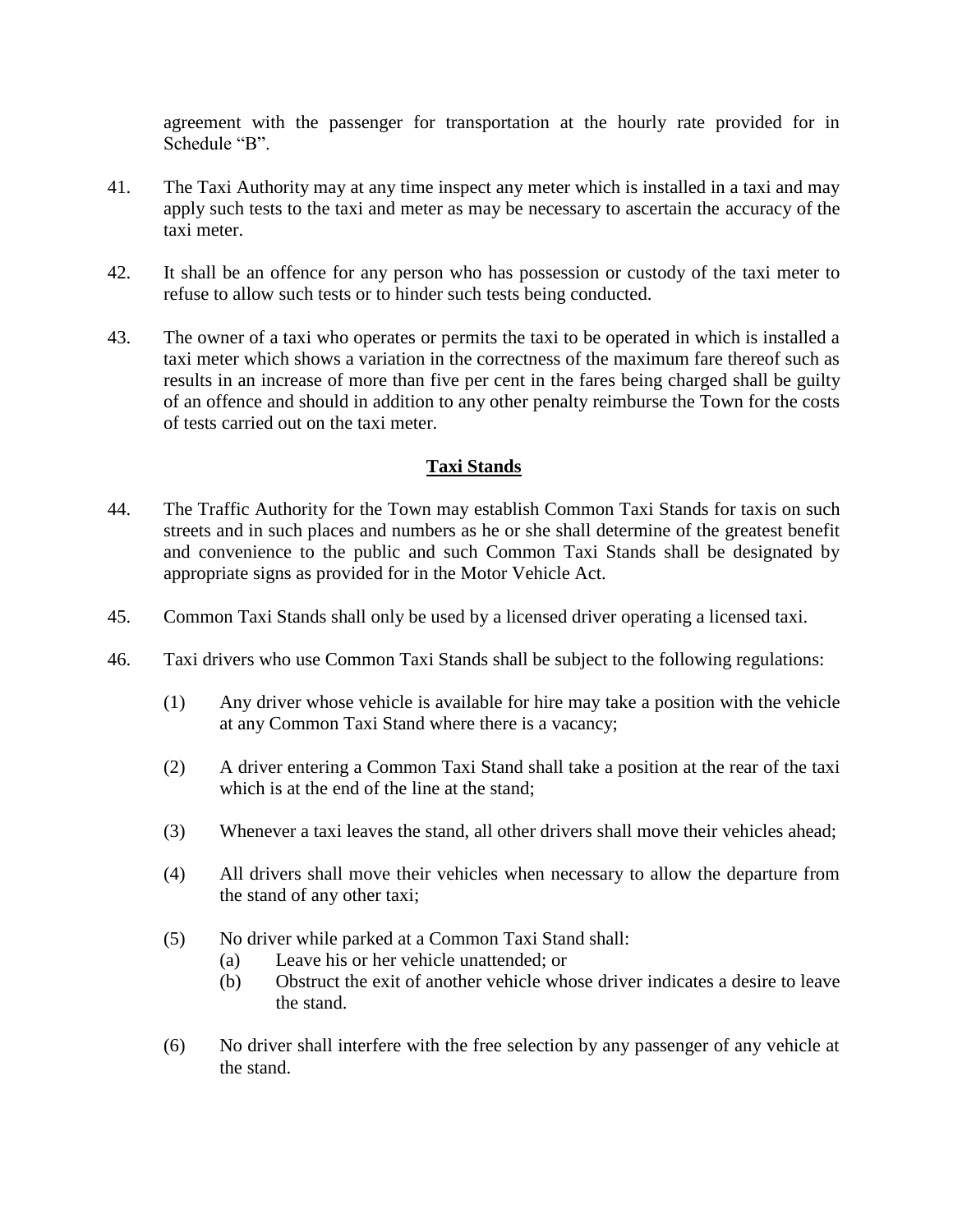agreement with the passenger for transportation at the hourly rate provided for in Schedule “B”.

41. The Taxi Authority may at any time inspect any meter which is installed in a taxi and may apply such tests to the taxi and meter as may be necessary to ascertain the accuracy of the taxi meter.

42. It shall be an offence for any person who has possession or custody of the taxi meter to refuse to allow such tests or to hinder such tests being conducted.

43. The owner of a taxi who operates or permits the taxi to be operated in which is installed a taxi meter which shows a variation in the correctness of the maximum fare thereof such as results in an increase of more than five per cent in the fares being charged shall be guilty of an offence and should in addition to any other penalty reimburse the Town for the costs of tests carried out on the taxi meter.

## Taxi Stands

44. The Traffic Authority for the Town may establish Common Taxi Stands for taxis on such streets and in such places and numbers as he or she shall determine of the greatest benefit and convenience to the public and such Common Taxi Stands shall be designated by appropriate signs as provided for in the Motor Vehicle Act.

45. Common Taxi Stands shall only be used by a licensed driver operating a licensed taxi.

46. Taxi drivers who use Common Taxi Stands shall be subject to the following regulations:

    (1) Any driver whose vehicle is available for hire may take a position with the vehicle at any Common Taxi Stand where there is a vacancy;

    (2) A driver entering a Common Taxi Stand shall take a position at the rear of the taxi which is at the end of the line at the stand;

    (3) Whenever a taxi leaves the stand, all other drivers shall move their vehicles ahead;

    (4) All drivers shall move their vehicles when necessary to allow the departure from the stand of any other taxi;

    (5) No driver while parked at a Common Taxi Stand shall:
        (a) Leave his or her vehicle unattended; or
        (b) Obstruct the exit of another vehicle whose driver indicates a desire to leave the stand.

    (6) No driver shall interfere with the free selection by any passenger of any vehicle at the stand.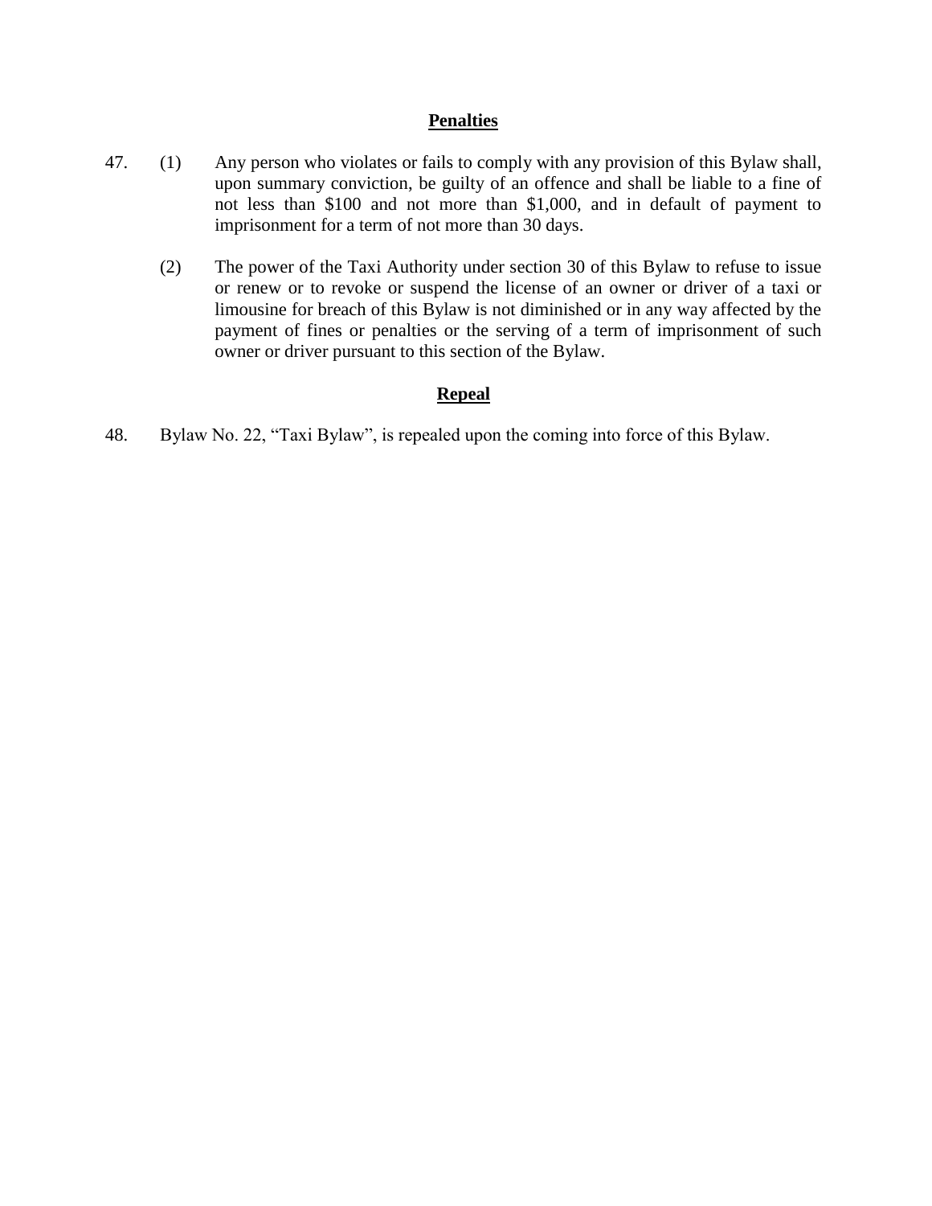## Penalties

47. (1) Any person who violates or fails to comply with any provision of this Bylaw shall, upon summary conviction, be guilty of an offence and shall be liable to a fine of not less than $100 and not more than $1,000, and in default of payment to imprisonment for a term of not more than 30 days.

    (2) The power of the Taxi Authority under section 30 of this Bylaw to refuse to issue or renew or to revoke or suspend the license of an owner or driver of a taxi or limousine for breach of this Bylaw is not diminished or in any way affected by the payment of fines or penalties or the serving of a term of imprisonment of such owner or driver pursuant to this section of the Bylaw.

## Repeal

48. Bylaw No. 22, "Taxi Bylaw", is repealed upon the coming into force of this Bylaw.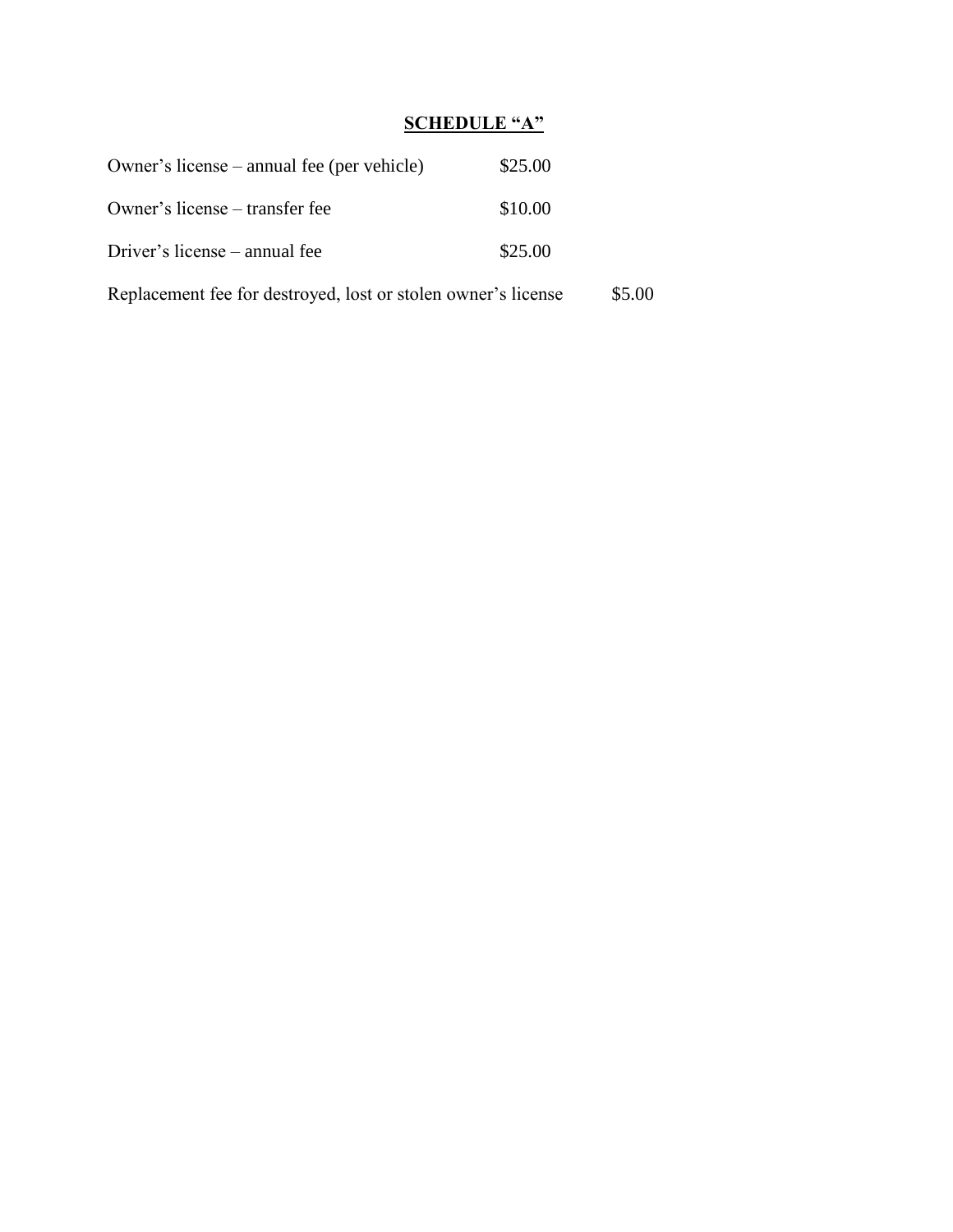## SCHEDULE "A"

| | |
|---|---|
| Owner's license – annual fee (per vehicle) | $25.00 |
| Owner's license – transfer fee | $10.00 |
| Driver's license – annual fee | $25.00 |
| Replacement fee for destroyed, lost or stolen owner's license | $5.00 |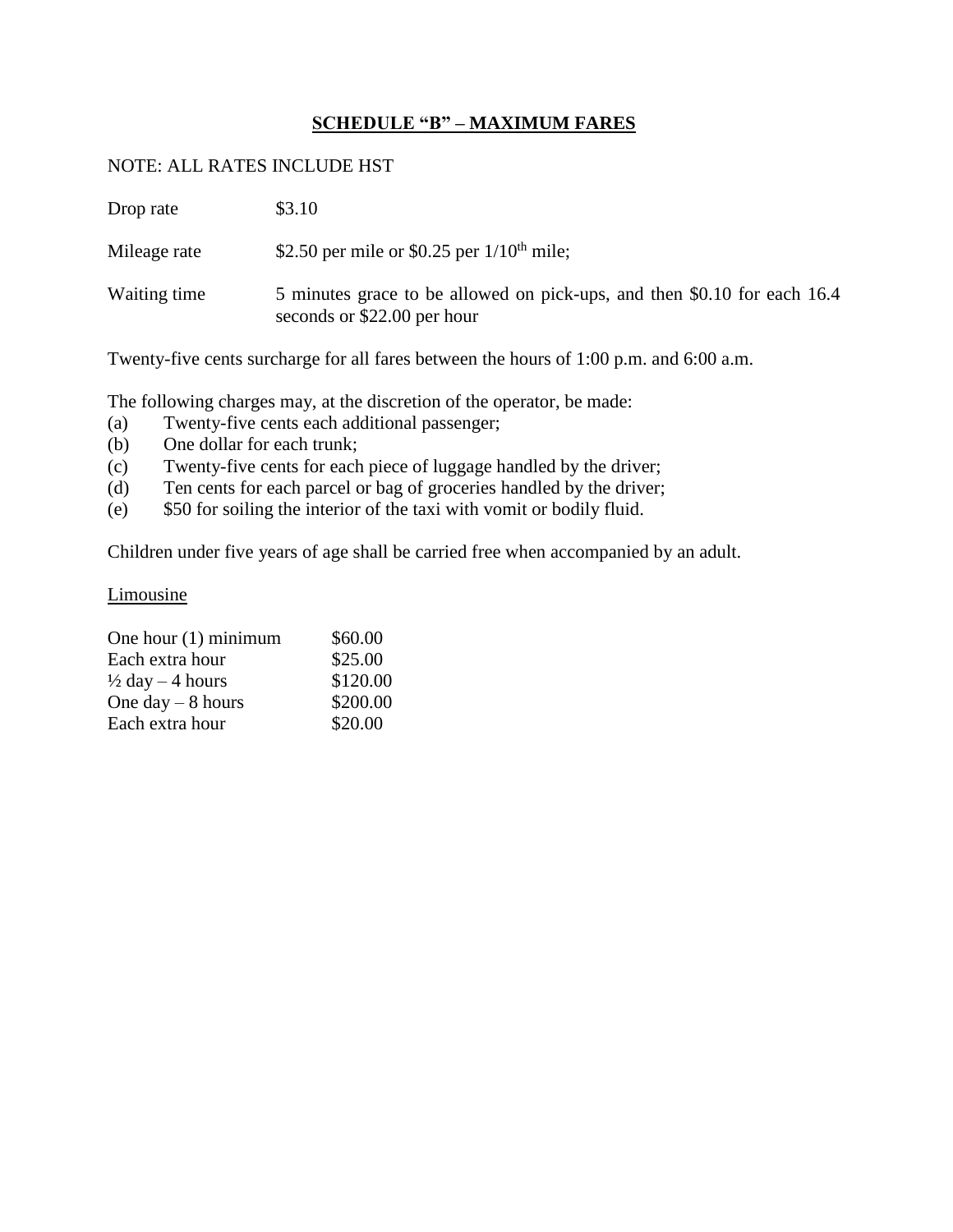## **SCHEDULE "B" – MAXIMUM FARES**

NOTE: ALL RATES INCLUDE HST

| | |
|---|---|
| Drop rate | $3.10 |
| Mileage rate | $2.50 per mile or $0.25 per 1/10th mile; |
| Waiting time | 5 minutes grace to be allowed on pick-ups, and then $0.10 for each 16.4 seconds or $22.00 per hour |

Twenty-five cents surcharge for all fares between the hours of 1:00 p.m. and 6:00 a.m.

The following charges may, at the discretion of the operator, be made:

(a) Twenty-five cents each additional passenger;
(b) One dollar for each trunk;
(c) Twenty-five cents for each piece of luggage handled by the driver;
(d) Ten cents for each parcel or bag of groceries handled by the driver;
(e) $50 for soiling the interior of the taxi with vomit or bodily fluid.

Children under five years of age shall be carried free when accompanied by an adult.

Limousine

| | |
|---|---|
| One hour (1) minimum | $60.00 |
| Each extra hour | $25.00 |
| ½ day – 4 hours | $120.00 |
| One day – 8 hours | $200.00 |
| Each extra hour | $20.00 |